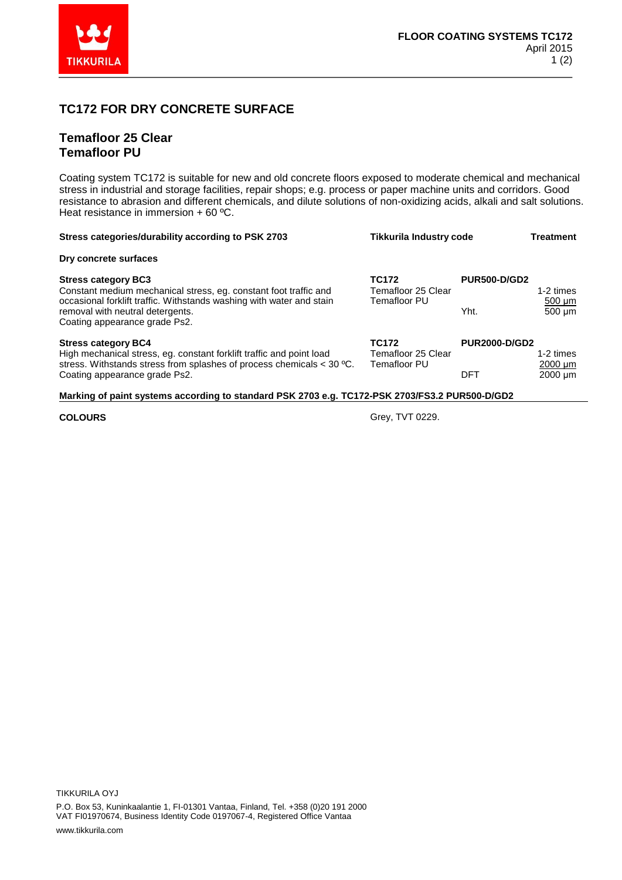# TC172 FOR DRY CONCRETE SURFACE

## Temafloor 25 Clear
## Temafloor PU

Coating system TC172 is suitable for new and old concrete floors exposed to moderate chemical and mechanical stress in industrial and storage facilities, repair shops; e.g. process or paper machine units and corridors. Good resistance to abrasion and different chemicals, and dilute solutions of non-oxidizing acids, alkali and salt solutions. Heat resistance in immersion + 60 ºC.

| Stress categories/durability according to PSK 2703 | Tikkurila Industry code | | Treatment |
|---|---|---|---|
| **Dry concrete surfaces** | | | |
| **Stress category BC3**<br>Constant medium mechanical stress, eg. constant foot traffic and occasional forklift traffic. Withstands washing with water and stain removal with neutral detergents.<br>Coating appearance grade Ps2. | **TC172**<br>Temafloor 25 Clear<br>Temafloor PU | **PUR500-D/GD2**<br><br><br>Yht. | <br>1-2 times<br>500 µm<br>500 µm |
| **Stress category BC4**<br>High mechanical stress, eg. constant forklift traffic and point load stress. Withstands stress from splashes of process chemicals < 30 ºC.<br>Coating appearance grade Ps2. | **TC172**<br>Temafloor 25 Clear<br>Temafloor PU | **PUR2000-D/GD2**<br><br><br>DFT | <br>1-2 times<br>2000 µm<br>2000 µm |

**Marking of paint systems according to standard PSK 2703 e.g. TC172-PSK 2703/FS3.2 PUR500-D/GD2**

**COLOURS** Grey, TVT 0229.

TIKKURILA OYJ

P.O. Box 53, Kuninkaalantie 1, FI-01301 Vantaa, Finland, Tel. +358 (0)20 191 2000
VAT FI01970674, Business Identity Code 0197067-4, Registered Office Vantaa

www.tikkurila.com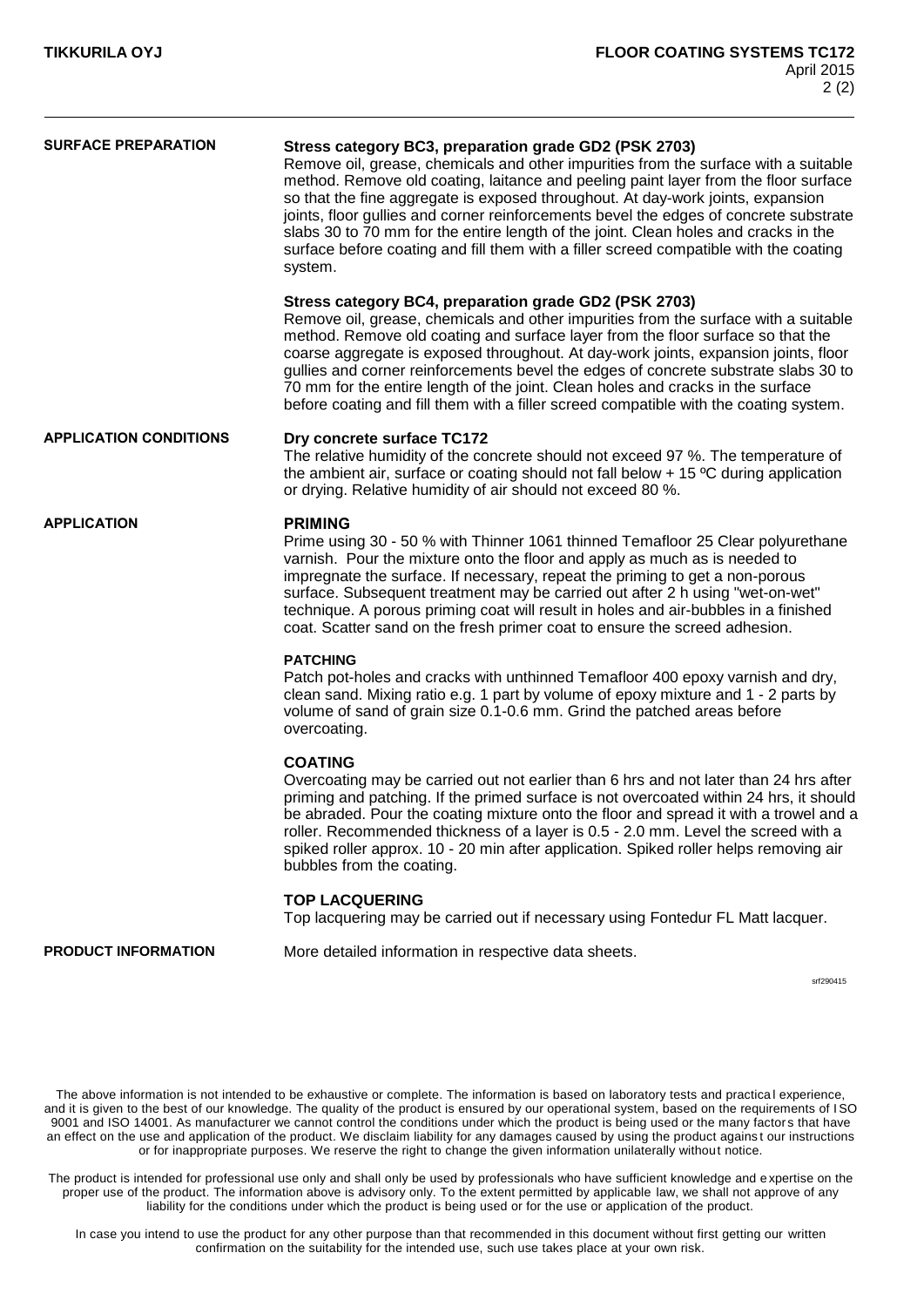## SURFACE PREPARATION

**Stress category BC3, preparation grade GD2 (PSK 2703)**

Remove oil, grease, chemicals and other impurities from the surface with a suitable method. Remove old coating, laitance and peeling paint layer from the floor surface so that the fine aggregate is exposed throughout. At day-work joints, expansion joints, floor gullies and corner reinforcements bevel the edges of concrete substrate slabs 30 to 70 mm for the entire length of the joint. Clean holes and cracks in the surface before coating and fill them with a filler screed compatible with the coating system.

**Stress category BC4, preparation grade GD2 (PSK 2703)**

Remove oil, grease, chemicals and other impurities from the surface with a suitable method. Remove old coating and surface layer from the floor surface so that the coarse aggregate is exposed throughout. At day-work joints, expansion joints, floor gullies and corner reinforcements bevel the edges of concrete substrate slabs 30 to 70 mm for the entire length of the joint. Clean holes and cracks in the surface before coating and fill them with a filler screed compatible with the coating system.

## APPLICATION CONDITIONS

**Dry concrete surface TC172**

The relative humidity of the concrete should not exceed 97 %. The temperature of the ambient air, surface or coating should not fall below + 15 ºC during application or drying. Relative humidity of air should not exceed 80 %.

## APPLICATION

**PRIMING**

Prime using 30 - 50 % with Thinner 1061 thinned Temafloor 25 Clear polyurethane varnish. Pour the mixture onto the floor and apply as much as is needed to impregnate the surface. If necessary, repeat the priming to get a non-porous surface. Subsequent treatment may be carried out after 2 h using "wet-on-wet" technique. A porous priming coat will result in holes and air-bubbles in a finished coat. Scatter sand on the fresh primer coat to ensure the screed adhesion.

**PATCHING**

Patch pot-holes and cracks with unthinned Temafloor 400 epoxy varnish and dry, clean sand. Mixing ratio e.g. 1 part by volume of epoxy mixture and 1 - 2 parts by volume of sand of grain size 0.1-0.6 mm. Grind the patched areas before overcoating.

**COATING**

Overcoating may be carried out not earlier than 6 hrs and not later than 24 hrs after priming and patching. If the primed surface is not overcoated within 24 hrs, it should be abraded. Pour the coating mixture onto the floor and spread it with a trowel and a roller. Recommended thickness of a layer is 0.5 - 2.0 mm. Level the screed with a spiked roller approx. 10 - 20 min after application. Spiked roller helps removing air bubbles from the coating.

**TOP LACQUERING**

Top lacquering may be carried out if necessary using Fontedur FL Matt lacquer.

## PRODUCT INFORMATION

More detailed information in respective data sheets.

srf290415

The above information is not intended to be exhaustive or complete. The information is based on laboratory tests and practical experience, and it is given to the best of our knowledge. The quality of the product is ensured by our operational system, based on the requirements of ISO 9001 and ISO 14001. As manufacturer we cannot control the conditions under which the product is being used or the many factors that have an effect on the use and application of the product. We disclaim liability for any damages caused by using the product against our instructions or for inappropriate purposes. We reserve the right to change the given information unilaterally without notice.

The product is intended for professional use only and shall only be used by professionals who have sufficient knowledge and expertise on the proper use of the product. The information above is advisory only. To the extent permitted by applicable law, we shall not approve of any liability for the conditions under which the product is being used or for the use or application of the product.

In case you intend to use the product for any other purpose than that recommended in this document without first getting our written confirmation on the suitability for the intended use, such use takes place at your own risk.